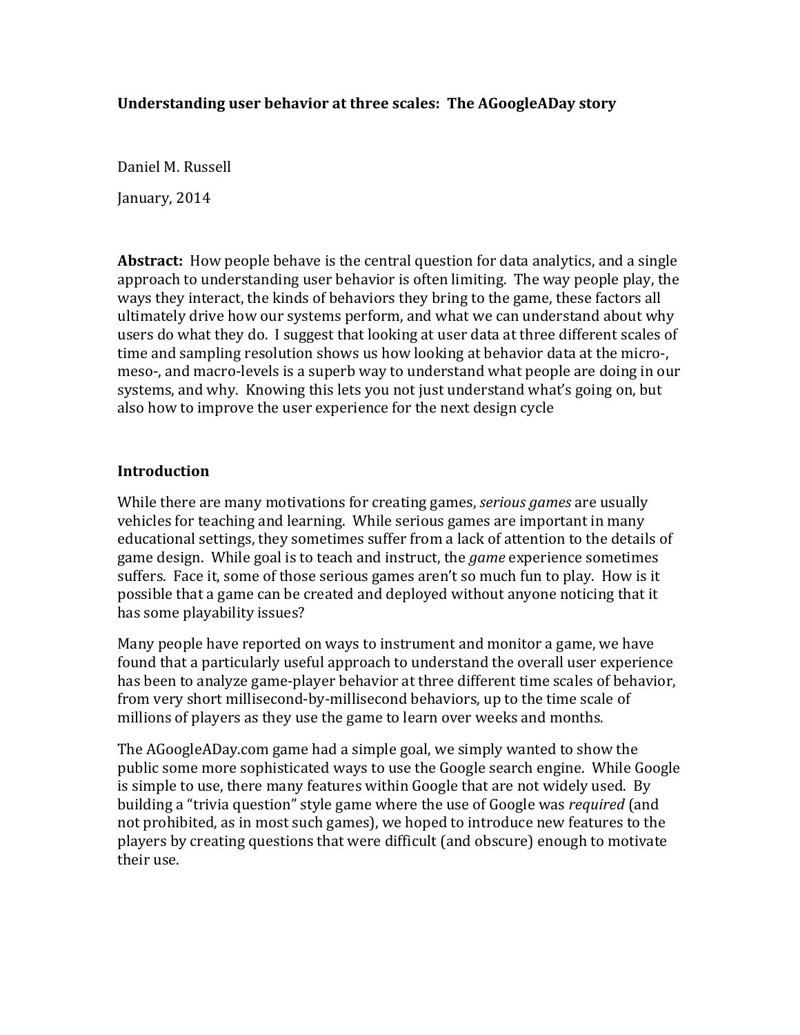**Understanding user behavior at three scales: The AGoogleADay story**

Daniel M. Russell

January, 2014

**Abstract:** How people behave is the central question for data analytics, and a single approach to understanding user behavior is often limiting. The way people play, the ways they interact, the kinds of behaviors they bring to the game, these factors all ultimately drive how our systems perform, and what we can understand about why users do what they do. I suggest that looking at user data at three different scales of time and sampling resolution shows us how looking at behavior data at the micro-, meso-, and macro-levels is a superb way to understand what people are doing in our systems, and why. Knowing this lets you not just understand what's going on, but also how to improve the user experience for the next design cycle

## Introduction

While there are many motivations for creating games, *serious games* are usually vehicles for teaching and learning. While serious games are important in many educational settings, they sometimes suffer from a lack of attention to the details of game design. While goal is to teach and instruct, the *game* experience sometimes suffers. Face it, some of those serious games aren't so much fun to play. How is it possible that a game can be created and deployed without anyone noticing that it has some playability issues?

Many people have reported on ways to instrument and monitor a game, we have found that a particularly useful approach to understand the overall user experience has been to analyze game-player behavior at three different time scales of behavior, from very short millisecond-by-millisecond behaviors, up to the time scale of millions of players as they use the game to learn over weeks and months.

The AGoogleADay.com game had a simple goal, we simply wanted to show the public some more sophisticated ways to use the Google search engine. While Google is simple to use, there many features within Google that are not widely used. By building a "trivia question" style game where the use of Google was *required* (and not prohibited, as in most such games), we hoped to introduce new features to the players by creating questions that were difficult (and obscure) enough to motivate their use.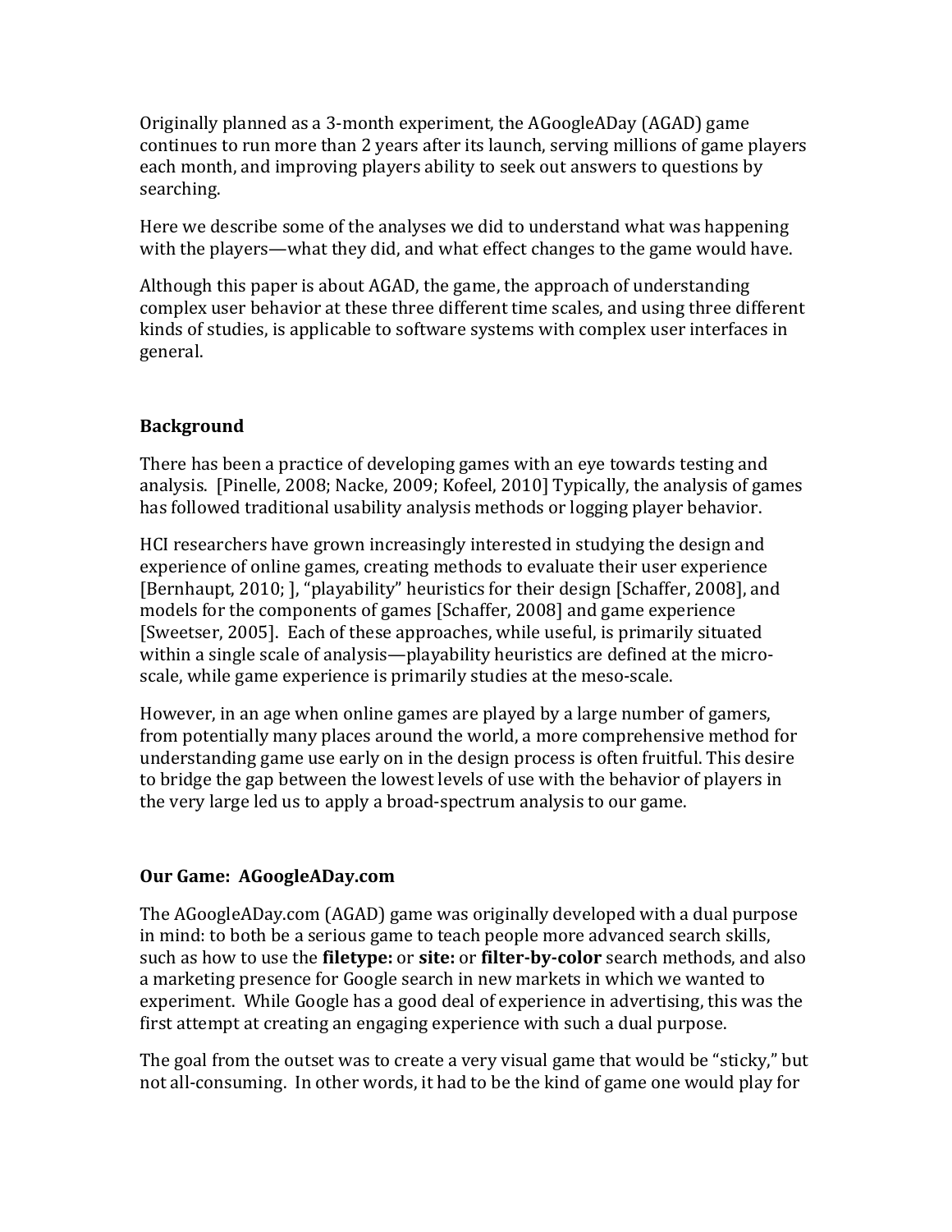Originally planned as a 3-month experiment, the AGoogleADay (AGAD) game continues to run more than 2 years after its launch, serving millions of game players each month, and improving players ability to seek out answers to questions by searching.

Here we describe some of the analyses we did to understand what was happening with the players—what they did, and what effect changes to the game would have.

Although this paper is about AGAD, the game, the approach of understanding complex user behavior at these three different time scales, and using three different kinds of studies, is applicable to software systems with complex user interfaces in general.

## Background

There has been a practice of developing games with an eye towards testing and analysis. [Pinelle, 2008; Nacke, 2009; Kofeel, 2010] Typically, the analysis of games has followed traditional usability analysis methods or logging player behavior.

HCI researchers have grown increasingly interested in studying the design and experience of online games, creating methods to evaluate their user experience [Bernhaupt, 2010; ], "playability" heuristics for their design [Schaffer, 2008], and models for the components of games [Schaffer, 2008] and game experience [Sweetser, 2005]. Each of these approaches, while useful, is primarily situated within a single scale of analysis—playability heuristics are defined at the micro-scale, while game experience is primarily studies at the meso-scale.

However, in an age when online games are played by a large number of gamers, from potentially many places around the world, a more comprehensive method for understanding game use early on in the design process is often fruitful. This desire to bridge the gap between the lowest levels of use with the behavior of players in the very large led us to apply a broad-spectrum analysis to our game.

## Our Game: AGoogleADay.com

The AGoogleADay.com (AGAD) game was originally developed with a dual purpose in mind: to both be a serious game to teach people more advanced search skills, such as how to use the **filetype:** or **site:** or **filter-by-color** search methods, and also a marketing presence for Google search in new markets in which we wanted to experiment. While Google has a good deal of experience in advertising, this was the first attempt at creating an engaging experience with such a dual purpose.

The goal from the outset was to create a very visual game that would be "sticky," but not all-consuming. In other words, it had to be the kind of game one would play for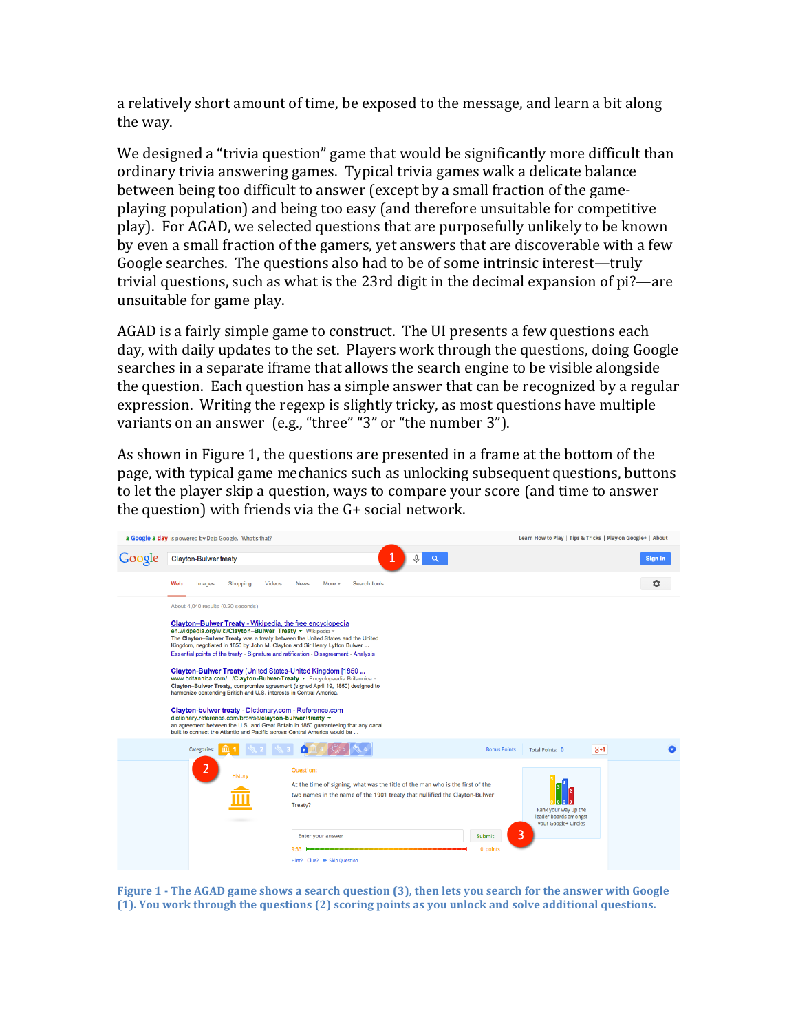a relatively short amount of time, be exposed to the message, and learn a bit along the way.

We designed a "trivia question" game that would be significantly more difficult than ordinary trivia answering games. Typical trivia games walk a delicate balance between being too difficult to answer (except by a small fraction of the game-playing population) and being too easy (and therefore unsuitable for competitive play). For AGAD, we selected questions that are purposefully unlikely to be known by even a small fraction of the gamers, yet answers that are discoverable with a few Google searches. The questions also had to be of some intrinsic interest—truly trivial questions, such as what is the 23rd digit in the decimal expansion of pi?—are unsuitable for game play.

AGAD is a fairly simple game to construct. The UI presents a few questions each day, with daily updates to the set. Players work through the questions, doing Google searches in a separate iframe that allows the search engine to be visible alongside the question. Each question has a simple answer that can be recognized by a regular expression. Writing the regexp is slightly tricky, as most questions have multiple variants on an answer (e.g., "three" "3" or "the number 3").

As shown in Figure 1, the questions are presented in a frame at the bottom of the page, with typical game mechanics such as unlocking subsequent questions, buttons to let the player skip a question, ways to compare your score (and time to answer the question) with friends via the G+ social network.

**Figure 1 - The AGAD game shows a search question (3), then lets you search for the answer with Google (1). You work through the questions (2) scoring points as you unlock and solve additional questions.**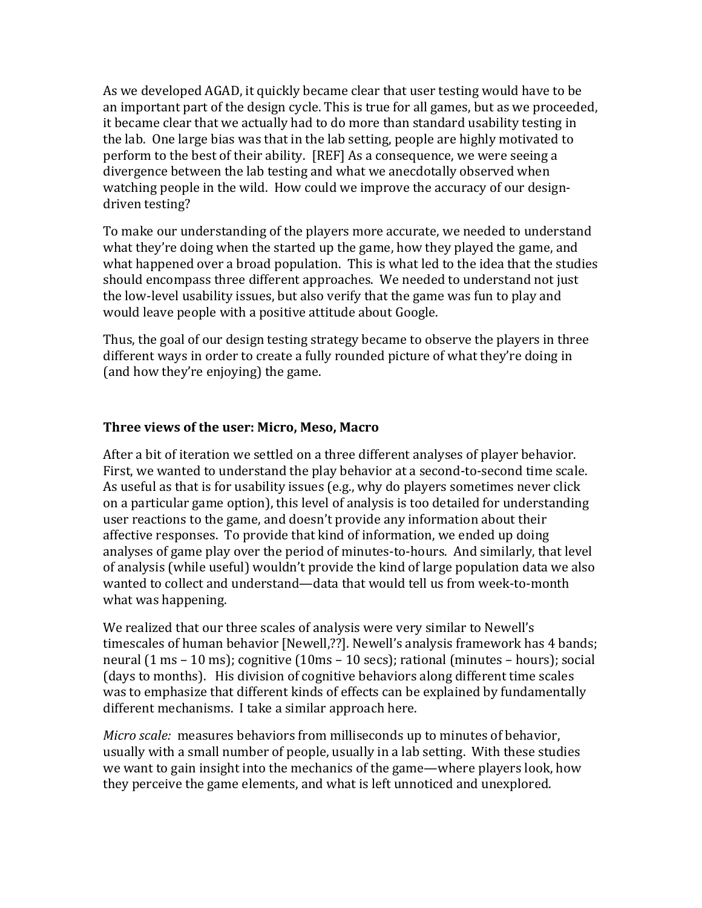As we developed AGAD, it quickly became clear that user testing would have to be an important part of the design cycle. This is true for all games, but as we proceeded, it became clear that we actually had to do more than standard usability testing in the lab. One large bias was that in the lab setting, people are highly motivated to perform to the best of their ability. [REF] As a consequence, we were seeing a divergence between the lab testing and what we anecdotally observed when watching people in the wild. How could we improve the accuracy of our design-driven testing?

To make our understanding of the players more accurate, we needed to understand what they're doing when the started up the game, how they played the game, and what happened over a broad population. This is what led to the idea that the studies should encompass three different approaches. We needed to understand not just the low-level usability issues, but also verify that the game was fun to play and would leave people with a positive attitude about Google.

Thus, the goal of our design testing strategy became to observe the players in three different ways in order to create a fully rounded picture of what they're doing in (and how they're enjoying) the game.

### Three views of the user: Micro, Meso, Macro

After a bit of iteration we settled on a three different analyses of player behavior. First, we wanted to understand the play behavior at a second-to-second time scale. As useful as that is for usability issues (e.g., why do players sometimes never click on a particular game option), this level of analysis is too detailed for understanding user reactions to the game, and doesn't provide any information about their affective responses. To provide that kind of information, we ended up doing analyses of game play over the period of minutes-to-hours. And similarly, that level of analysis (while useful) wouldn't provide the kind of large population data we also wanted to collect and understand—data that would tell us from week-to-month what was happening.

We realized that our three scales of analysis were very similar to Newell's timescales of human behavior [Newell,??]. Newell's analysis framework has 4 bands; neural (1 ms – 10 ms); cognitive (10ms – 10 secs); rational (minutes – hours); social (days to months). His division of cognitive behaviors along different time scales was to emphasize that different kinds of effects can be explained by fundamentally different mechanisms. I take a similar approach here.

*Micro scale:* measures behaviors from milliseconds up to minutes of behavior, usually with a small number of people, usually in a lab setting. With these studies we want to gain insight into the mechanics of the game—where players look, how they perceive the game elements, and what is left unnoticed and unexplored.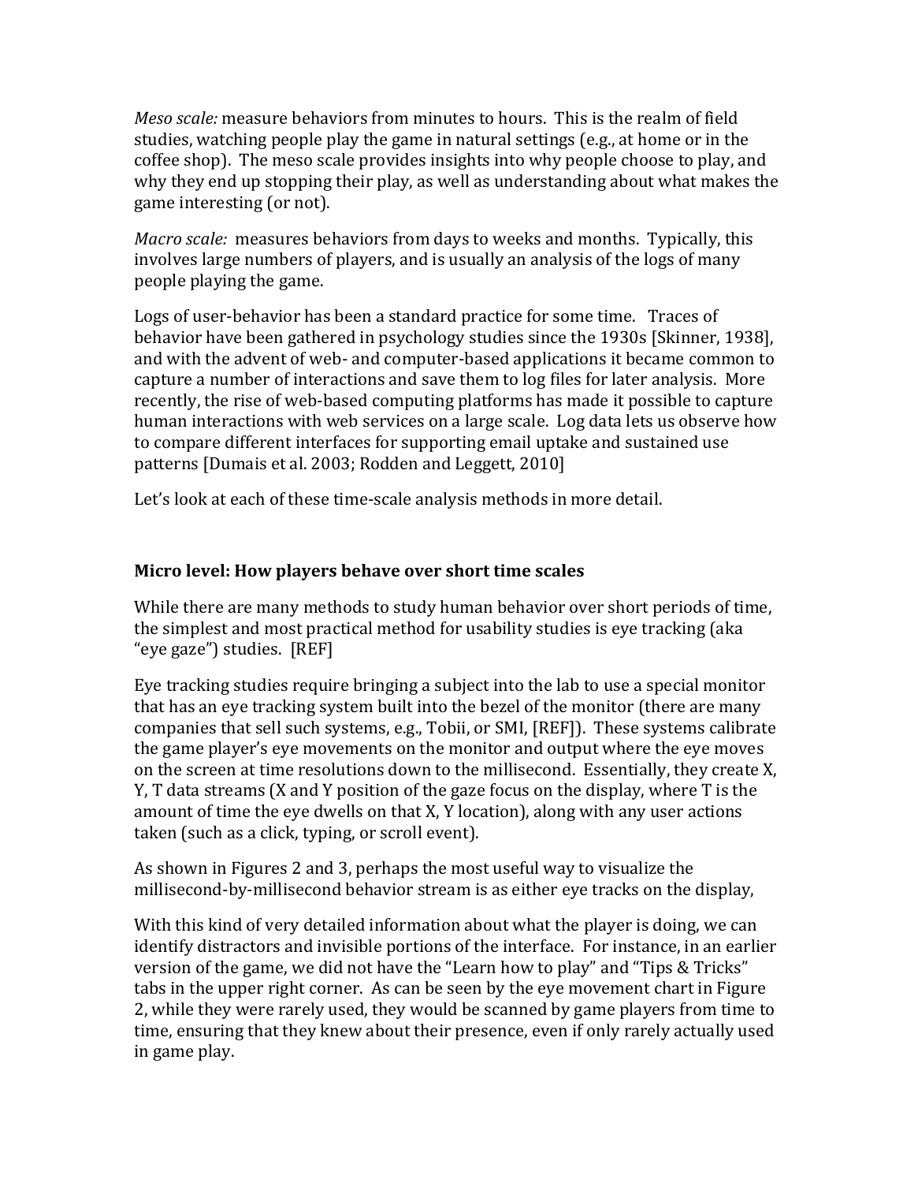*Meso scale:* measure behaviors from minutes to hours. This is the realm of field studies, watching people play the game in natural settings (e.g., at home or in the coffee shop). The meso scale provides insights into why people choose to play, and why they end up stopping their play, as well as understanding about what makes the game interesting (or not).

*Macro scale:* measures behaviors from days to weeks and months. Typically, this involves large numbers of players, and is usually an analysis of the logs of many people playing the game.

Logs of user-behavior has been a standard practice for some time. Traces of behavior have been gathered in psychology studies since the 1930s [Skinner, 1938], and with the advent of web- and computer-based applications it became common to capture a number of interactions and save them to log files for later analysis. More recently, the rise of web-based computing platforms has made it possible to capture human interactions with web services on a large scale. Log data lets us observe how to compare different interfaces for supporting email uptake and sustained use patterns [Dumais et al. 2003; Rodden and Leggett, 2010]

Let's look at each of these time-scale analysis methods in more detail.

### Micro level: How players behave over short time scales

While there are many methods to study human behavior over short periods of time, the simplest and most practical method for usability studies is eye tracking (aka "eye gaze") studies. [REF]

Eye tracking studies require bringing a subject into the lab to use a special monitor that has an eye tracking system built into the bezel of the monitor (there are many companies that sell such systems, e.g., Tobii, or SMI, [REF]). These systems calibrate the game player's eye movements on the monitor and output where the eye moves on the screen at time resolutions down to the millisecond. Essentially, they create X, Y, T data streams (X and Y position of the gaze focus on the display, where T is the amount of time the eye dwells on that X, Y location), along with any user actions taken (such as a click, typing, or scroll event).

As shown in Figures 2 and 3, perhaps the most useful way to visualize the millisecond-by-millisecond behavior stream is as either eye tracks on the display,

With this kind of very detailed information about what the player is doing, we can identify distractors and invisible portions of the interface. For instance, in an earlier version of the game, we did not have the "Learn how to play" and "Tips & Tricks" tabs in the upper right corner. As can be seen by the eye movement chart in Figure 2, while they were rarely used, they would be scanned by game players from time to time, ensuring that they knew about their presence, even if only rarely actually used in game play.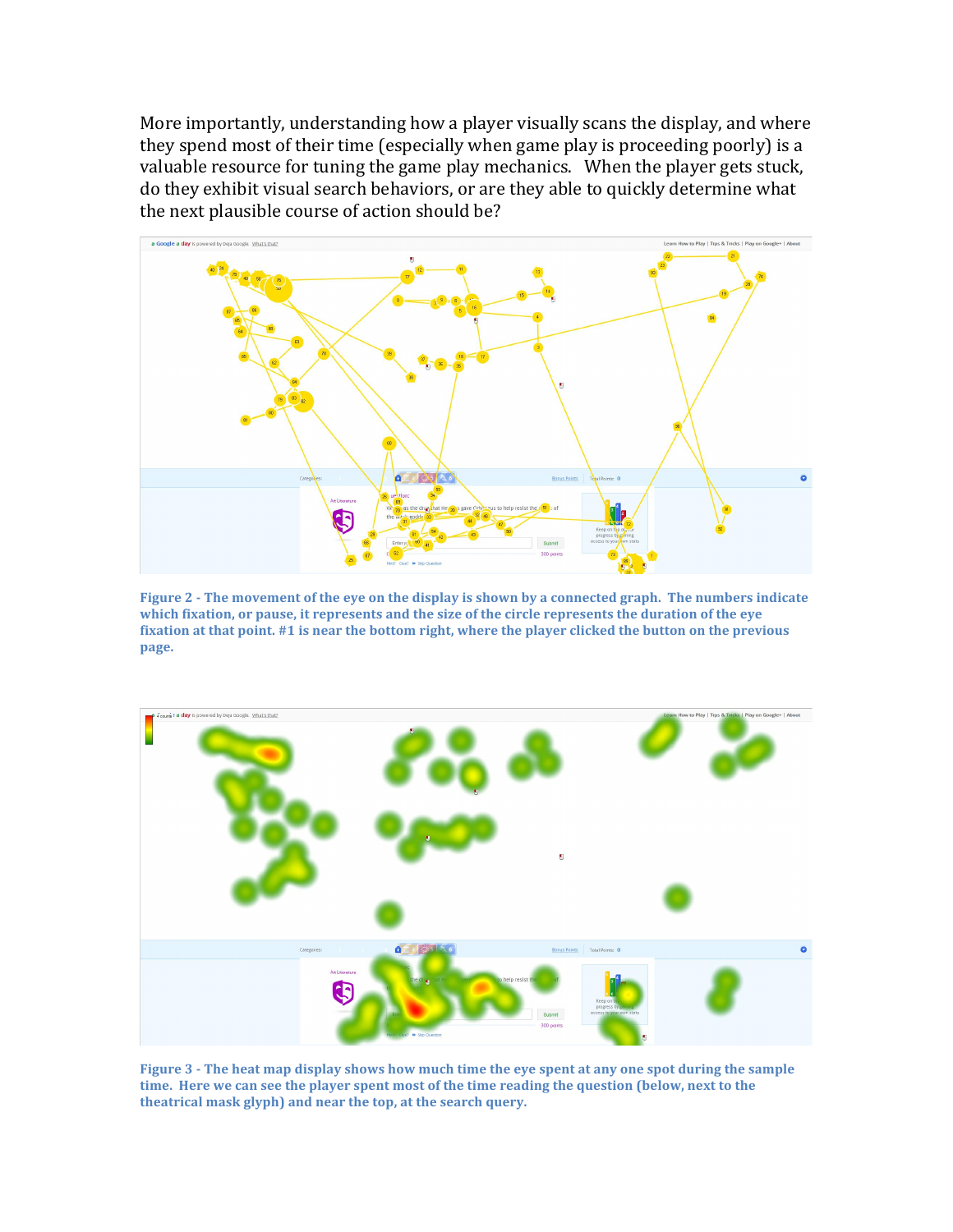More importantly, understanding how a player visually scans the display, and where they spend most of their time (especially when game play is proceeding poorly) is a valuable resource for tuning the game play mechanics. When the player gets stuck, do they exhibit visual search behaviors, or are they able to quickly determine what the next plausible course of action should be?

**Figure 2 - The movement of the eye on the display is shown by a connected graph. The numbers indicate which fixation, or pause, it represents and the size of the circle represents the duration of the eye fixation at that point. #1 is near the bottom right, where the player clicked the button on the previous page.**

**Figure 3 - The heat map display shows how much time the eye spent at any one spot during the sample time. Here we can see the player spent most of the time reading the question (below, next to the theatrical mask glyph) and near the top, at the search query.**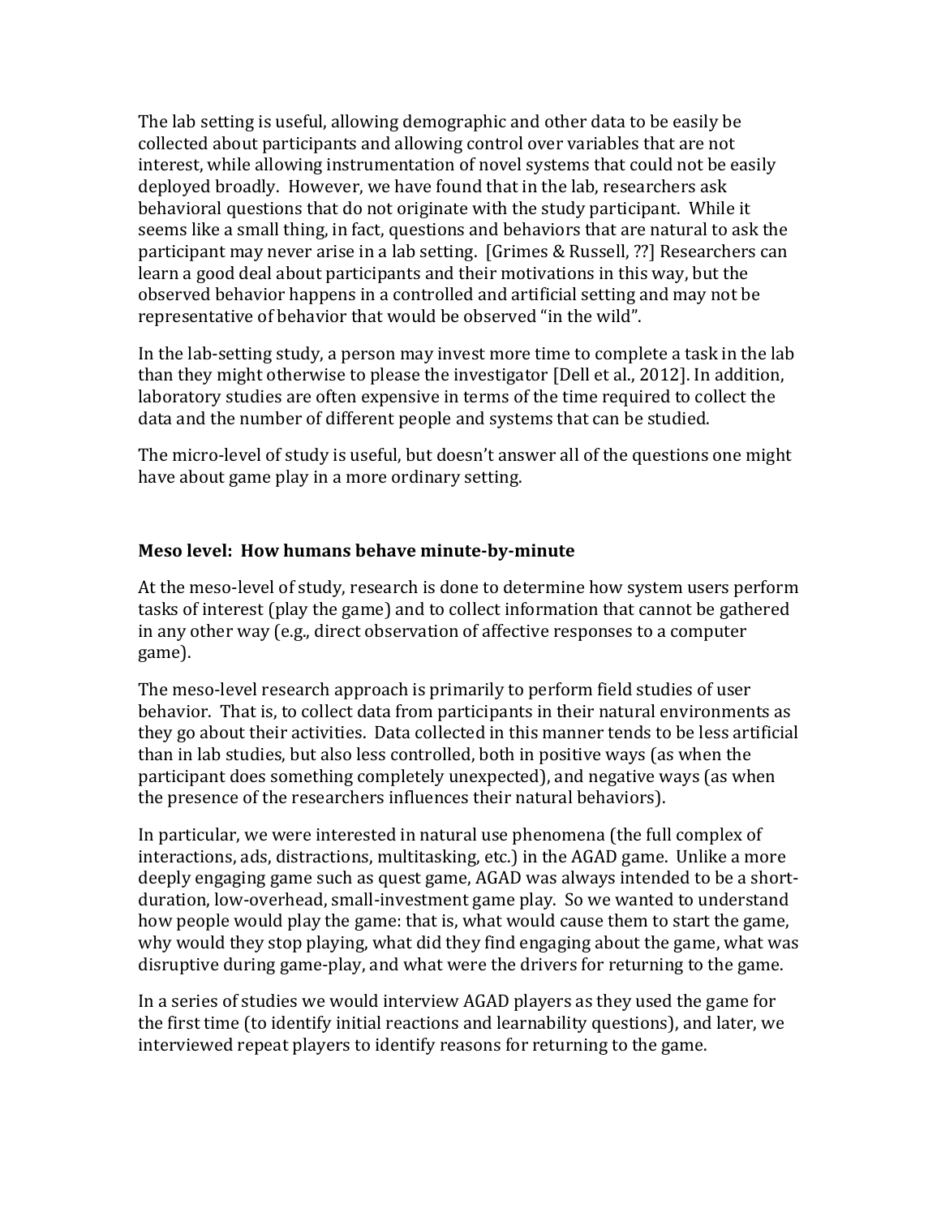The lab setting is useful, allowing demographic and other data to be easily be collected about participants and allowing control over variables that are not interest, while allowing instrumentation of novel systems that could not be easily deployed broadly. However, we have found that in the lab, researchers ask behavioral questions that do not originate with the study participant. While it seems like a small thing, in fact, questions and behaviors that are natural to ask the participant may never arise in a lab setting. [Grimes & Russell, ??] Researchers can learn a good deal about participants and their motivations in this way, but the observed behavior happens in a controlled and artificial setting and may not be representative of behavior that would be observed "in the wild".

In the lab-setting study, a person may invest more time to complete a task in the lab than they might otherwise to please the investigator [Dell et al., 2012]. In addition, laboratory studies are often expensive in terms of the time required to collect the data and the number of different people and systems that can be studied.

The micro-level of study is useful, but doesn't answer all of the questions one might have about game play in a more ordinary setting.

### Meso level: How humans behave minute-by-minute

At the meso-level of study, research is done to determine how system users perform tasks of interest (play the game) and to collect information that cannot be gathered in any other way (e.g., direct observation of affective responses to a computer game).

The meso-level research approach is primarily to perform field studies of user behavior. That is, to collect data from participants in their natural environments as they go about their activities. Data collected in this manner tends to be less artificial than in lab studies, but also less controlled, both in positive ways (as when the participant does something completely unexpected), and negative ways (as when the presence of the researchers influences their natural behaviors).

In particular, we were interested in natural use phenomena (the full complex of interactions, ads, distractions, multitasking, etc.) in the AGAD game. Unlike a more deeply engaging game such as quest game, AGAD was always intended to be a short-duration, low-overhead, small-investment game play. So we wanted to understand how people would play the game: that is, what would cause them to start the game, why would they stop playing, what did they find engaging about the game, what was disruptive during game-play, and what were the drivers for returning to the game.

In a series of studies we would interview AGAD players as they used the game for the first time (to identify initial reactions and learnability questions), and later, we interviewed repeat players to identify reasons for returning to the game.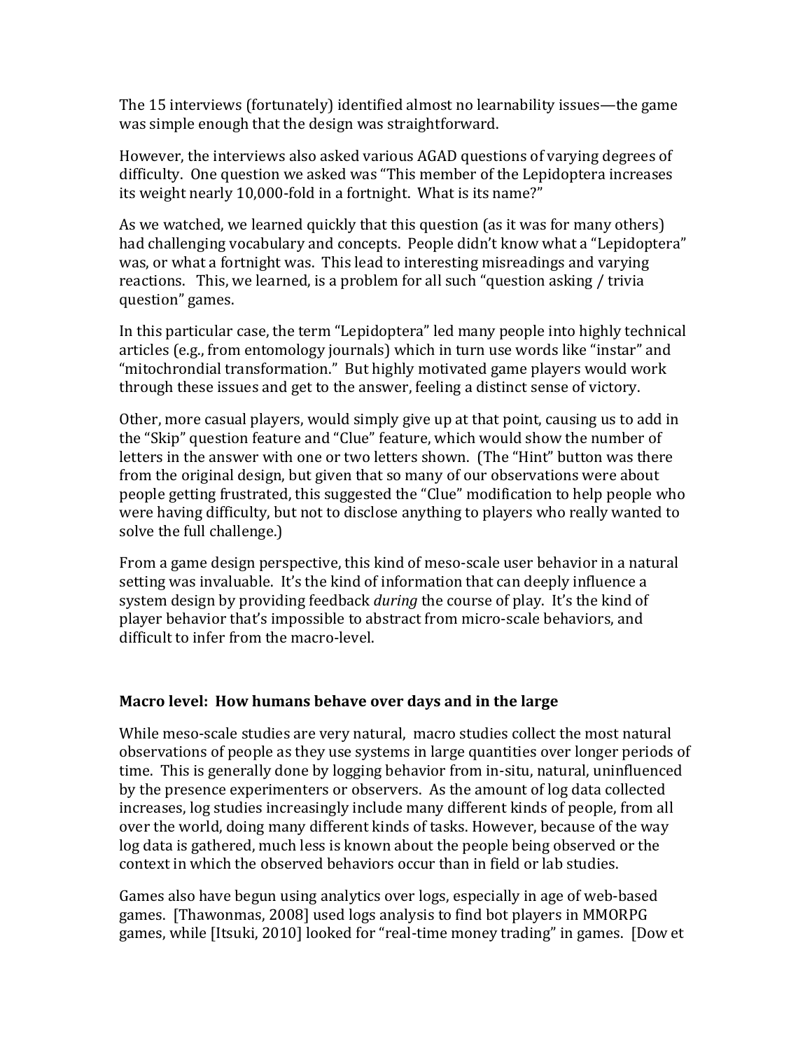The 15 interviews (fortunately) identified almost no learnability issues—the game was simple enough that the design was straightforward.

However, the interviews also asked various AGAD questions of varying degrees of difficulty. One question we asked was "This member of the Lepidoptera increases its weight nearly 10,000-fold in a fortnight. What is its name?"

As we watched, we learned quickly that this question (as it was for many others) had challenging vocabulary and concepts. People didn't know what a "Lepidoptera" was, or what a fortnight was. This lead to interesting misreadings and varying reactions. This, we learned, is a problem for all such "question asking / trivia question" games.

In this particular case, the term "Lepidoptera" led many people into highly technical articles (e.g., from entomology journals) which in turn use words like "instar" and "mitochrondial transformation." But highly motivated game players would work through these issues and get to the answer, feeling a distinct sense of victory.

Other, more casual players, would simply give up at that point, causing us to add in the "Skip" question feature and "Clue" feature, which would show the number of letters in the answer with one or two letters shown. (The "Hint" button was there from the original design, but given that so many of our observations were about people getting frustrated, this suggested the "Clue" modification to help people who were having difficulty, but not to disclose anything to players who really wanted to solve the full challenge.)

From a game design perspective, this kind of meso-scale user behavior in a natural setting was invaluable. It's the kind of information that can deeply influence a system design by providing feedback *during* the course of play. It's the kind of player behavior that's impossible to abstract from micro-scale behaviors, and difficult to infer from the macro-level.

### Macro level: How humans behave over days and in the large

While meso-scale studies are very natural, macro studies collect the most natural observations of people as they use systems in large quantities over longer periods of time. This is generally done by logging behavior from in-situ, natural, uninfluenced by the presence experimenters or observers. As the amount of log data collected increases, log studies increasingly include many different kinds of people, from all over the world, doing many different kinds of tasks. However, because of the way log data is gathered, much less is known about the people being observed or the context in which the observed behaviors occur than in field or lab studies.

Games also have begun using analytics over logs, especially in age of web-based games. [Thawonmas, 2008] used logs analysis to find bot players in MMORPG games, while [Itsuki, 2010] looked for "real-time money trading" in games. [Dow et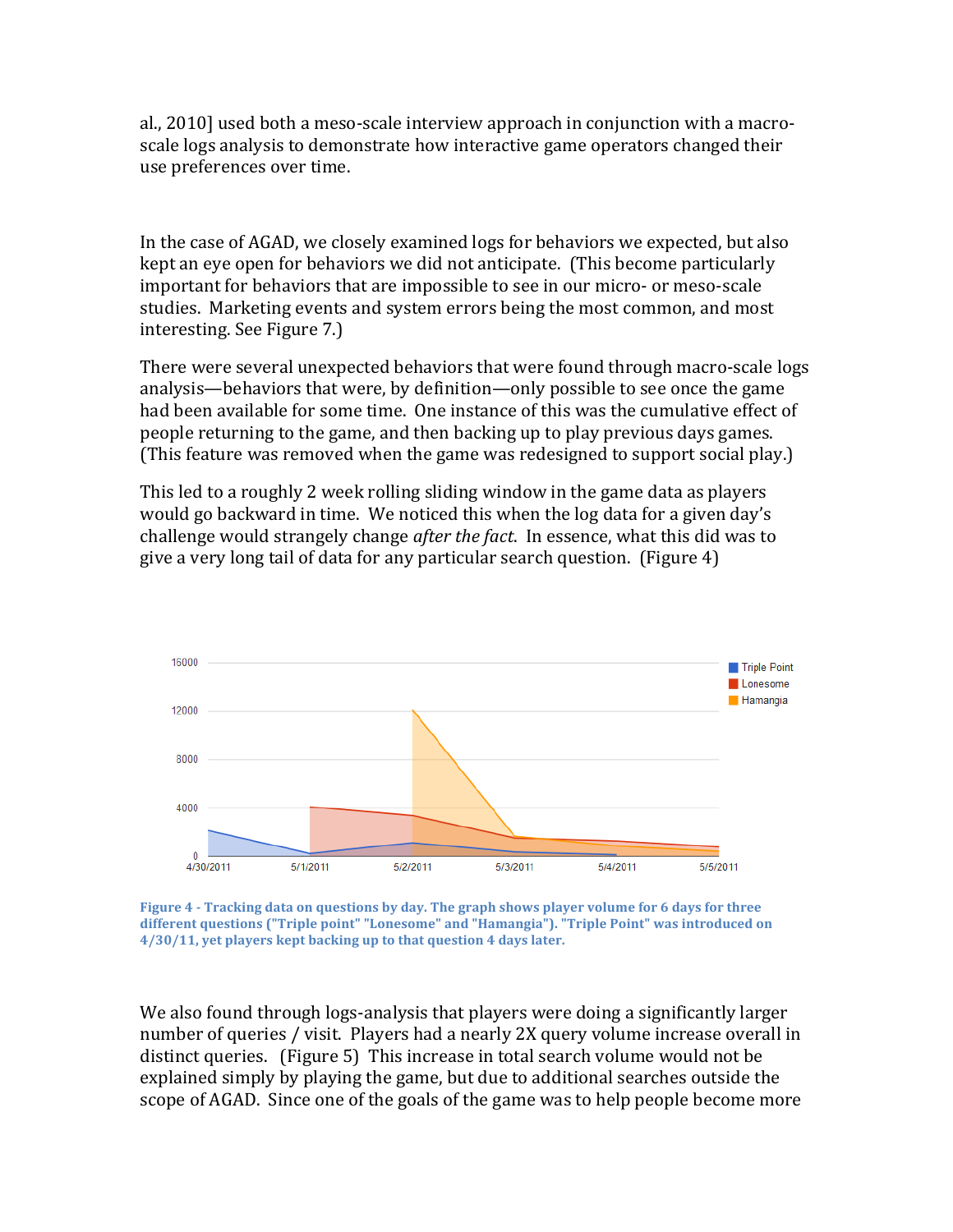al., 2010] used both a meso-scale interview approach in conjunction with a macro-scale logs analysis to demonstrate how interactive game operators changed their use preferences over time.

In the case of AGAD, we closely examined logs for behaviors we expected, but also kept an eye open for behaviors we did not anticipate. (This become particularly important for behaviors that are impossible to see in our micro- or meso-scale studies. Marketing events and system errors being the most common, and most interesting. See Figure 7.)

There were several unexpected behaviors that were found through macro-scale logs analysis—behaviors that were, by definition—only possible to see once the game had been available for some time. One instance of this was the cumulative effect of people returning to the game, and then backing up to play previous days games. (This feature was removed when the game was redesigned to support social play.)

This led to a roughly 2 week rolling sliding window in the game data as players would go backward in time. We noticed this when the log data for a given day's challenge would strangely change *after the fact*. In essence, what this did was to give a very long tail of data for any particular search question. (Figure 4)

**Figure 4 - Tracking data on questions by day. The graph shows player volume for 6 days for three different questions ("Triple point" "Lonesome" and "Hamangia"). "Triple Point" was introduced on 4/30/11, yet players kept backing up to that question 4 days later.**

We also found through logs-analysis that players were doing a significantly larger number of queries / visit. Players had a nearly 2X query volume increase overall in distinct queries. (Figure 5) This increase in total search volume would not be explained simply by playing the game, but due to additional searches outside the scope of AGAD. Since one of the goals of the game was to help people become more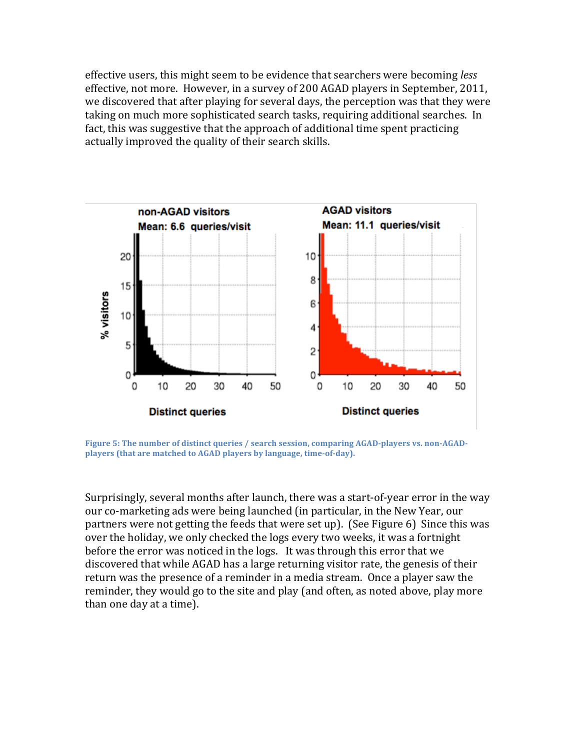effective users, this might seem to be evidence that searchers were becoming *less* effective, not more. However, in a survey of 200 AGAD players in September, 2011, we discovered that after playing for several days, the perception was that they were taking on much more sophisticated search tasks, requiring additional searches. In fact, this was suggestive that the approach of additional time spent practicing actually improved the quality of their search skills.

**Figure 5: The number of distinct queries / search session, comparing AGAD-players vs. non-AGAD-players (that are matched to AGAD players by language, time-of-day).**

Surprisingly, several months after launch, there was a start-of-year error in the way our co-marketing ads were being launched (in particular, in the New Year, our partners were not getting the feeds that were set up). (See Figure 6) Since this was over the holiday, we only checked the logs every two weeks, it was a fortnight before the error was noticed in the logs. It was through this error that we discovered that while AGAD has a large returning visitor rate, the genesis of their return was the presence of a reminder in a media stream. Once a player saw the reminder, they would go to the site and play (and often, as noted above, play more than one day at a time).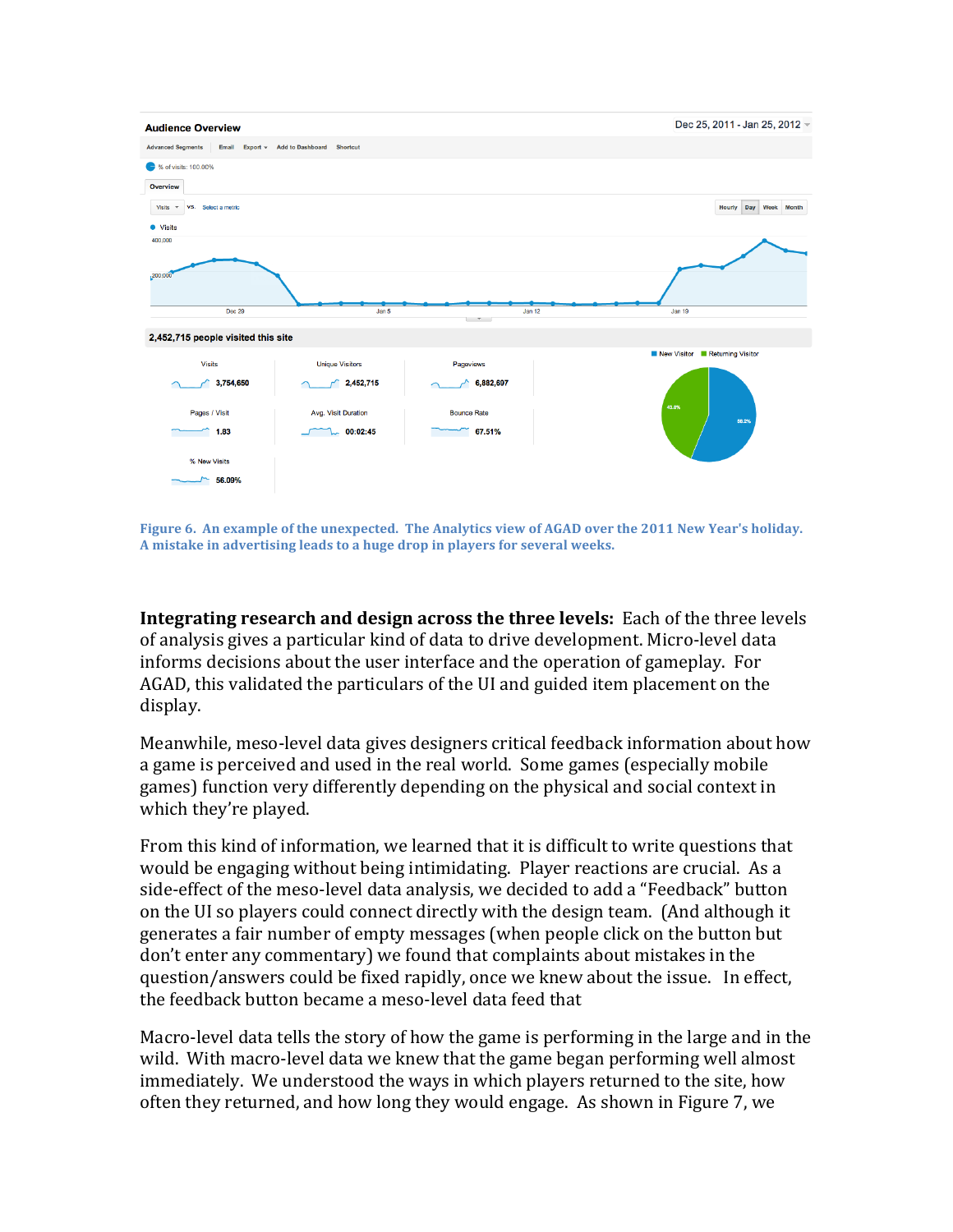Figure 6. An example of the unexpected. The Analytics view of AGAD over the 2011 New Year's holiday. A mistake in advertising leads to a huge drop in players for several weeks.

**Integrating research and design across the three levels:** Each of the three levels of analysis gives a particular kind of data to drive development. Micro-level data informs decisions about the user interface and the operation of gameplay. For AGAD, this validated the particulars of the UI and guided item placement on the display.

Meanwhile, meso-level data gives designers critical feedback information about how a game is perceived and used in the real world. Some games (especially mobile games) function very differently depending on the physical and social context in which they're played.

From this kind of information, we learned that it is difficult to write questions that would be engaging without being intimidating. Player reactions are crucial. As a side-effect of the meso-level data analysis, we decided to add a "Feedback" button on the UI so players could connect directly with the design team. (And although it generates a fair number of empty messages (when people click on the button but don't enter any commentary) we found that complaints about mistakes in the question/answers could be fixed rapidly, once we knew about the issue. In effect, the feedback button became a meso-level data feed that

Macro-level data tells the story of how the game is performing in the large and in the wild. With macro-level data we knew that the game began performing well almost immediately. We understood the ways in which players returned to the site, how often they returned, and how long they would engage. As shown in Figure 7, we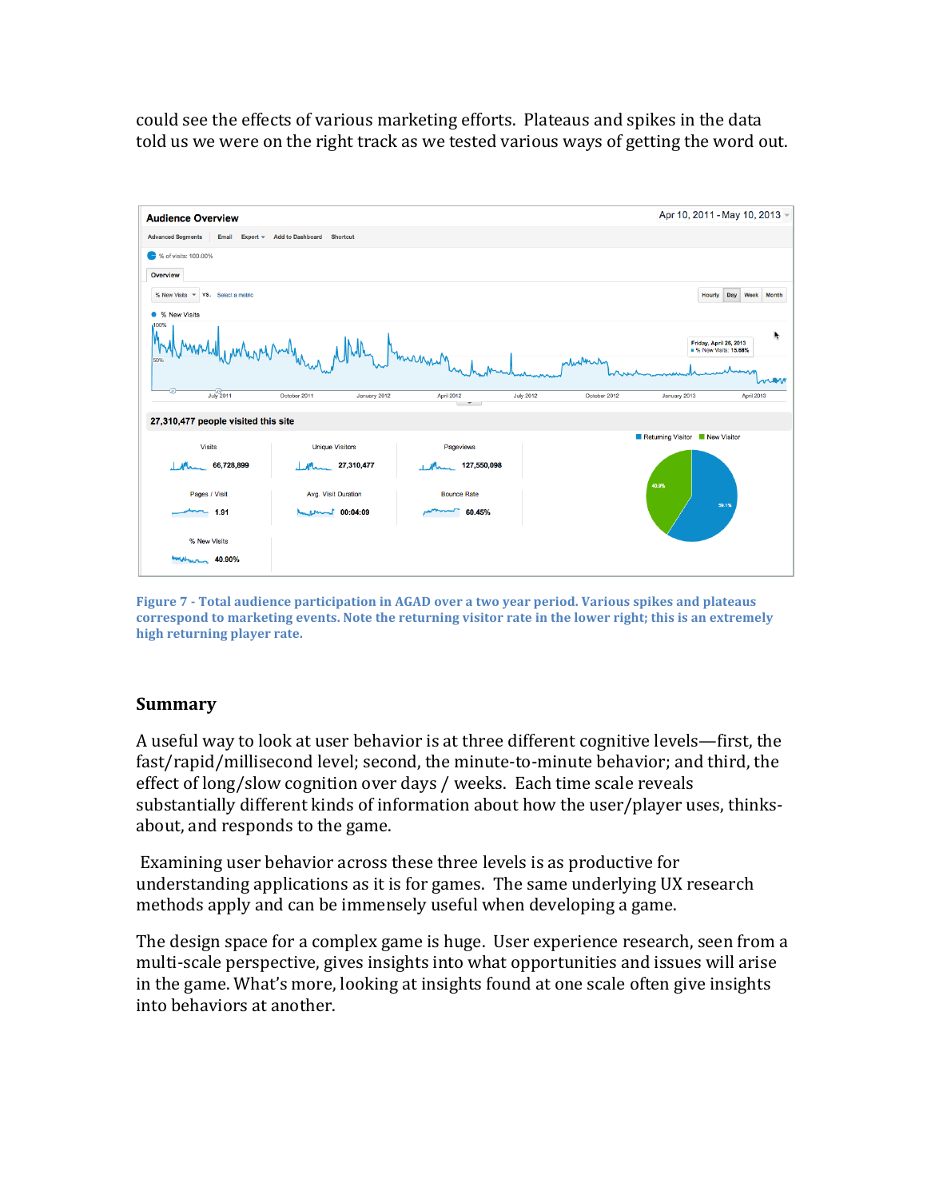could see the effects of various marketing efforts. Plateaus and spikes in the data told us we were on the right track as we tested various ways of getting the word out.

Figure 7 - Total audience participation in AGAD over a two year period. Various spikes and plateaus correspond to marketing events. Note the returning visitor rate in the lower right; this is an extremely high returning player rate.

## Summary

A useful way to look at user behavior is at three different cognitive levels—first, the fast/rapid/millisecond level; second, the minute-to-minute behavior; and third, the effect of long/slow cognition over days / weeks. Each time scale reveals substantially different kinds of information about how the user/player uses, thinks-about, and responds to the game.

Examining user behavior across these three levels is as productive for understanding applications as it is for games. The same underlying UX research methods apply and can be immensely useful when developing a game.

The design space for a complex game is huge. User experience research, seen from a multi-scale perspective, gives insights into what opportunities and issues will arise in the game. What's more, looking at insights found at one scale often give insights into behaviors at another.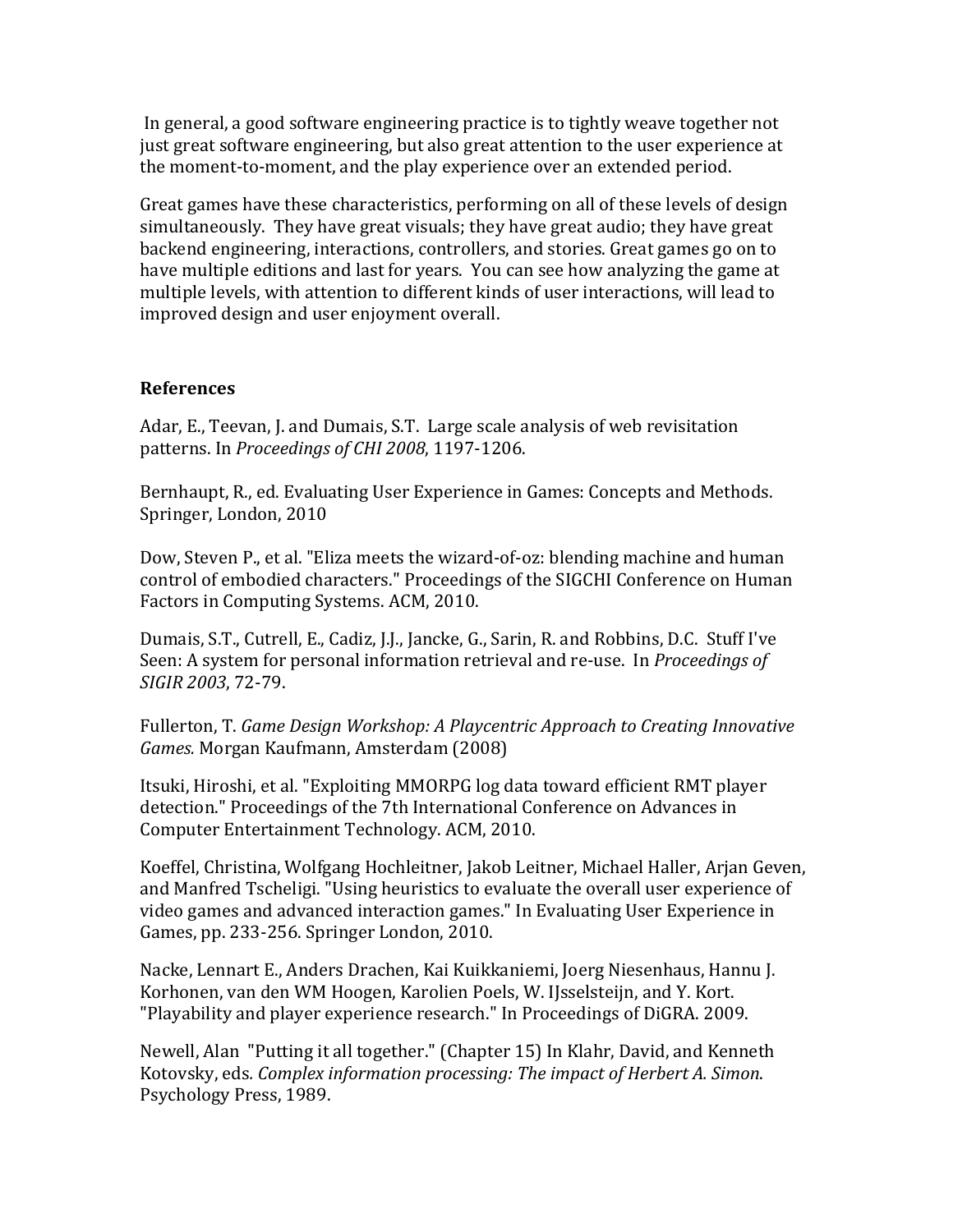In general, a good software engineering practice is to tightly weave together not just great software engineering, but also great attention to the user experience at the moment-to-moment, and the play experience over an extended period.

Great games have these characteristics, performing on all of these levels of design simultaneously. They have great visuals; they have great audio; they have great backend engineering, interactions, controllers, and stories. Great games go on to have multiple editions and last for years. You can see how analyzing the game at multiple levels, with attention to different kinds of user interactions, will lead to improved design and user enjoyment overall.

## References

Adar, E., Teevan, J. and Dumais, S.T. Large scale analysis of web revisitation patterns. In *Proceedings of CHI 2008*, 1197-1206.

Bernhaupt, R., ed. Evaluating User Experience in Games: Concepts and Methods. Springer, London, 2010

Dow, Steven P., et al. "Eliza meets the wizard-of-oz: blending machine and human control of embodied characters." Proceedings of the SIGCHI Conference on Human Factors in Computing Systems. ACM, 2010.

Dumais, S.T., Cutrell, E., Cadiz, J.J., Jancke, G., Sarin, R. and Robbins, D.C. Stuff I've Seen: A system for personal information retrieval and re-use. In *Proceedings of SIGIR 2003*, 72-79.

Fullerton, T. *Game Design Workshop: A Playcentric Approach to Creating Innovative Games.* Morgan Kaufmann, Amsterdam (2008)

Itsuki, Hiroshi, et al. "Exploiting MMORPG log data toward efficient RMT player detection." Proceedings of the 7th International Conference on Advances in Computer Entertainment Technology. ACM, 2010.

Koeffel, Christina, Wolfgang Hochleitner, Jakob Leitner, Michael Haller, Arjan Geven, and Manfred Tscheligi. "Using heuristics to evaluate the overall user experience of video games and advanced interaction games." In Evaluating User Experience in Games, pp. 233-256. Springer London, 2010.

Nacke, Lennart E., Anders Drachen, Kai Kuikkaniemi, Joerg Niesenhaus, Hannu J. Korhonen, van den WM Hoogen, Karolien Poels, W. IJsselsteijn, and Y. Kort. "Playability and player experience research." In Proceedings of DiGRA. 2009.

Newell, Alan "Putting it all together." (Chapter 15) In Klahr, David, and Kenneth Kotovsky, eds*. Complex information processing: The impact of Herbert A. Simon*. Psychology Press, 1989.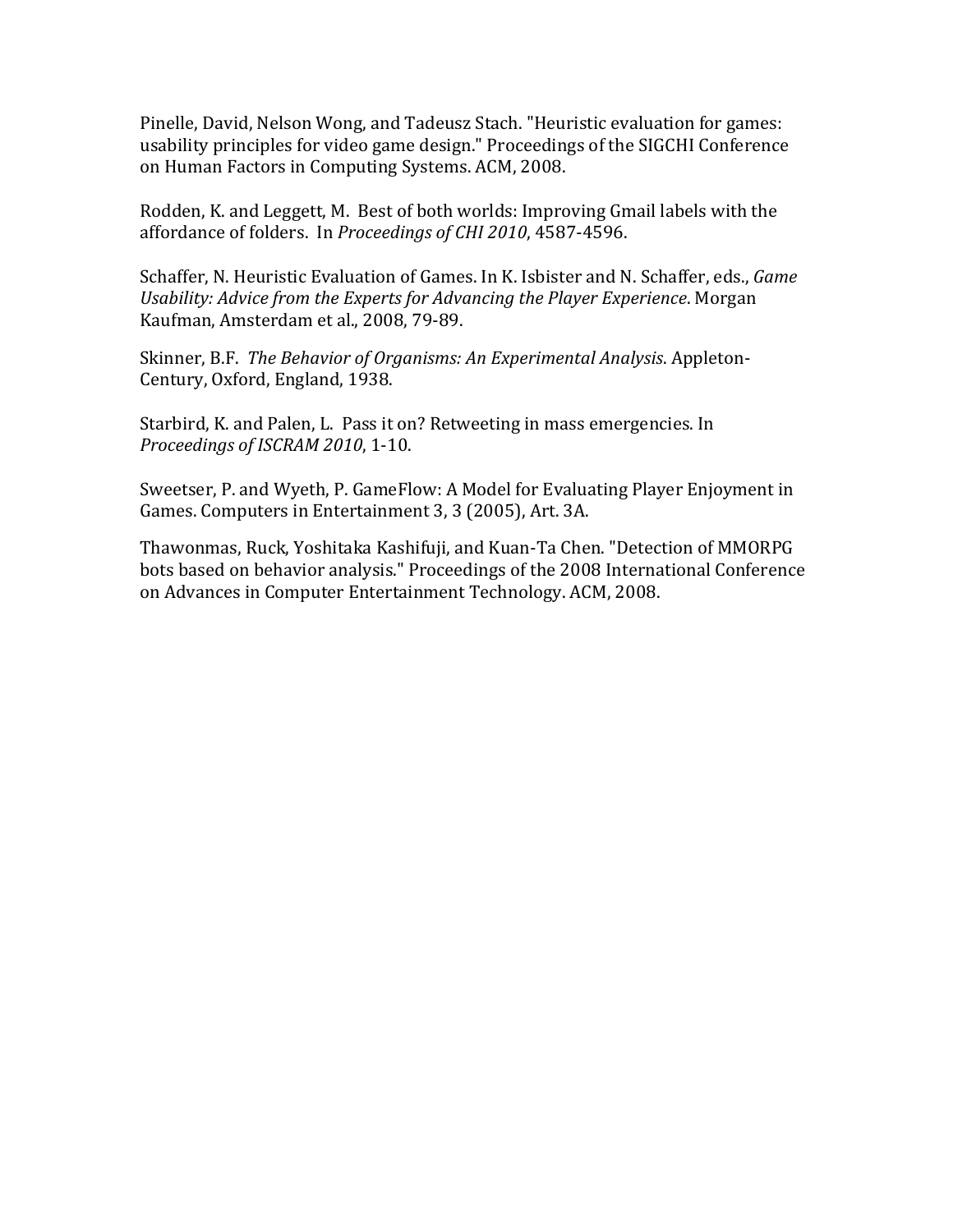Pinelle, David, Nelson Wong, and Tadeusz Stach. "Heuristic evaluation for games: usability principles for video game design." Proceedings of the SIGCHI Conference on Human Factors in Computing Systems. ACM, 2008.

Rodden, K. and Leggett, M. Best of both worlds: Improving Gmail labels with the affordance of folders. In *Proceedings of CHI 2010*, 4587-4596.

Schaffer, N. Heuristic Evaluation of Games. In K. Isbister and N. Schaffer, eds., *Game Usability: Advice from the Experts for Advancing the Player Experience*. Morgan Kaufman, Amsterdam et al., 2008, 79-89.

Skinner, B.F. *The Behavior of Organisms: An Experimental Analysis*. Appleton-Century, Oxford, England, 1938.

Starbird, K. and Palen, L. Pass it on? Retweeting in mass emergencies. In *Proceedings of ISCRAM 2010*, 1-10.

Sweetser, P. and Wyeth, P. GameFlow: A Model for Evaluating Player Enjoyment in Games. Computers in Entertainment 3, 3 (2005), Art. 3A.

Thawonmas, Ruck, Yoshitaka Kashifuji, and Kuan-Ta Chen. "Detection of MMORPG bots based on behavior analysis." Proceedings of the 2008 International Conference on Advances in Computer Entertainment Technology. ACM, 2008.